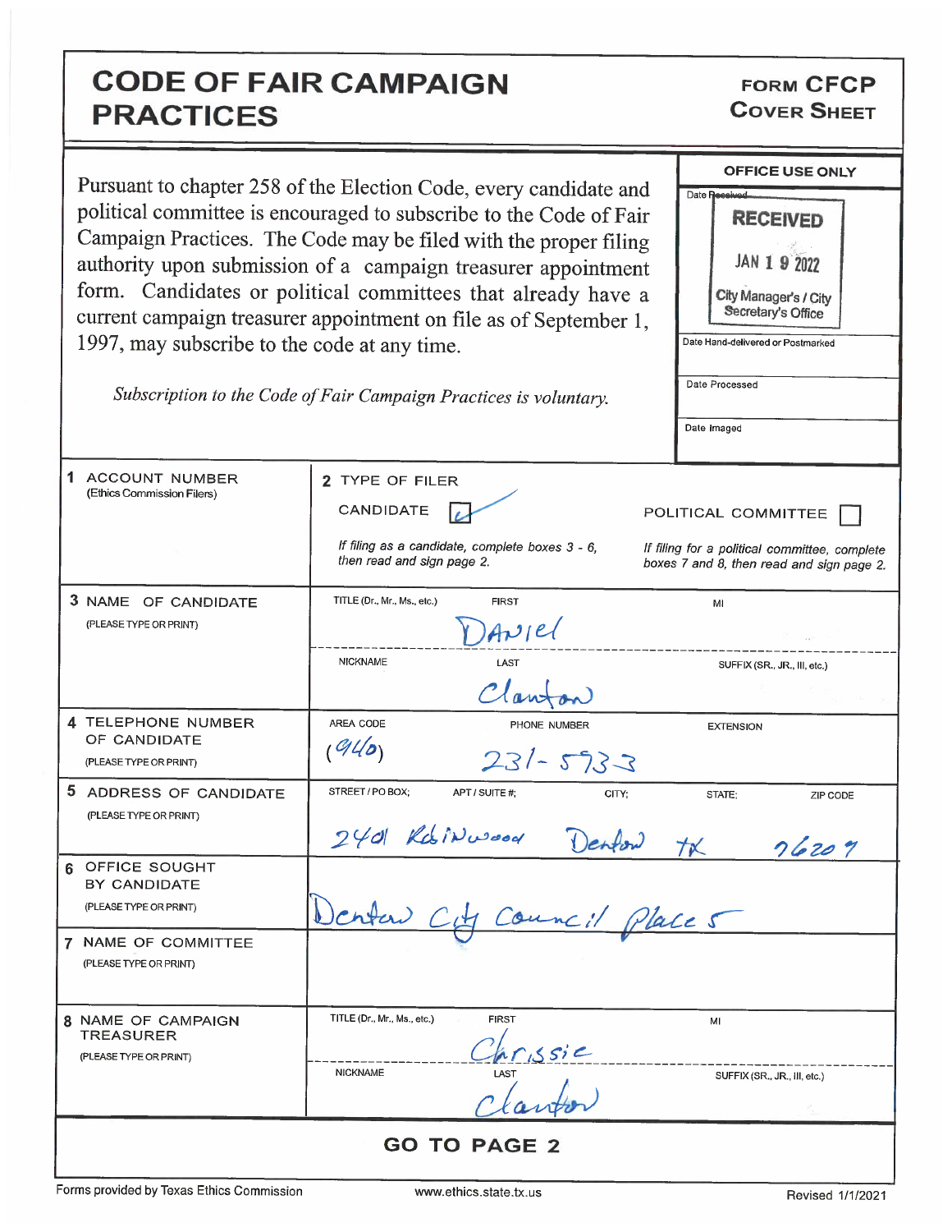# CODE OF FAIR CAMPAIGN PRACTICES

**FORM CFCP**
**COVER SHEET**

Pursuant to chapter 258 of the Election Code, every candidate and political committee is encouraged to subscribe to the Code of Fair Campaign Practices. The Code may be filed with the proper filing authority upon submission of a campaign treasurer appointment form. Candidates or political committees that already have a current campaign treasurer appointment on file as of September 1, 1997, may subscribe to the code at any time.

*Subscription to the Code of Fair Campaign Practices is voluntary.*

| OFFICE USE ONLY |
|---|
| Date Received: RECEIVED JAN 19 2022 City Manager's / City Secretary's Office |
| Date Hand-delivered or Postmarked |
| Date Processed |
| Date Imaged |

| | | | |
|---|---|---|---|
| **1 ACCOUNT NUMBER** (Ethics Commission Filers) | **2 TYPE OF FILER** | | |
| | CANDIDATE [✓] *If filing as a candidate, complete boxes 3 - 6, then read and sign page 2.* | POLITICAL COMMITTEE [ ] *If filing for a political committee, complete boxes 7 and 8, then read and sign page 2.* | |
| **3 NAME OF CANDIDATE** (PLEASE TYPE OR PRINT) | TITLE (Dr., Mr., Ms., etc.): | FIRST: Daniel | MI: |
| | NICKNAME: | LAST: Clanton | SUFFIX (SR., JR., III, etc.): |
| **4 TELEPHONE NUMBER OF CANDIDATE** (PLEASE TYPE OR PRINT) | AREA CODE: (940) | PHONE NUMBER: 231-5733 | EXTENSION: |
| **5 ADDRESS OF CANDIDATE** (PLEASE TYPE OR PRINT) | STREET / PO BOX; APT / SUITE #: 2401 Robinwood | CITY: Denton | STATE: TX ZIP CODE: 76209 |
| **6 OFFICE SOUGHT BY CANDIDATE** (PLEASE TYPE OR PRINT) | Denton City Council Place 5 | | |
| **7 NAME OF COMMITTEE** (PLEASE TYPE OR PRINT) | | | |
| **8 NAME OF CAMPAIGN TREASURER** (PLEASE TYPE OR PRINT) | TITLE (Dr., Mr., Ms., etc.): | FIRST: Chrissie | MI: |
| | NICKNAME: | LAST: Clanton | SUFFIX (SR., JR., III, etc.): |

**GO TO PAGE 2**

Forms provided by Texas Ethics Commission www.ethics.state.tx.us Revised 1/1/2021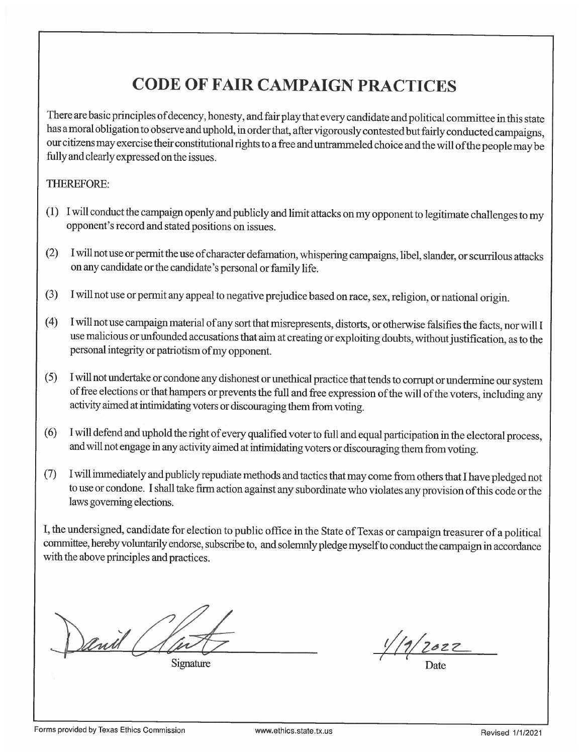# CODE OF FAIR CAMPAIGN PRACTICES

There are basic principles of decency, honesty, and fair play that every candidate and political committee in this state has a moral obligation to observe and uphold, in order that, after vigorously contested but fairly conducted campaigns, our citizens may exercise their constitutional rights to a free and untrammeled choice and the will of the people may be fully and clearly expressed on the issues.

THEREFORE:

(1) I will conduct the campaign openly and publicly and limit attacks on my opponent to legitimate challenges to my opponent's record and stated positions on issues.

(2) I will not use or permit the use of character defamation, whispering campaigns, libel, slander, or scurrilous attacks on any candidate or the candidate's personal or family life.

(3) I will not use or permit any appeal to negative prejudice based on race, sex, religion, or national origin.

(4) I will not use campaign material of any sort that misrepresents, distorts, or otherwise falsifies the facts, nor will I use malicious or unfounded accusations that aim at creating or exploiting doubts, without justification, as to the personal integrity or patriotism of my opponent.

(5) I will not undertake or condone any dishonest or unethical practice that tends to corrupt or undermine our system of free elections or that hampers or prevents the full and free expression of the will of the voters, including any activity aimed at intimidating voters or discouraging them from voting.

(6) I will defend and uphold the right of every qualified voter to full and equal participation in the electoral process, and will not engage in any activity aimed at intimidating voters or discouraging them from voting.

(7) I will immediately and publicly repudiate methods and tactics that may come from others that I have pledged not to use or condone. I shall take firm action against any subordinate who violates any provision of this code or the laws governing elections.

I, the undersigned, candidate for election to public office in the State of Texas or campaign treasurer of a political committee, hereby voluntarily endorse, subscribe to, and solemnly pledge myself to conduct the campaign in accordance with the above principles and practices.

David Platt

Signature

1/19/2022

Date

Forms provided by Texas Ethics Commission www.ethics.state.tx.us Revised 1/1/2021